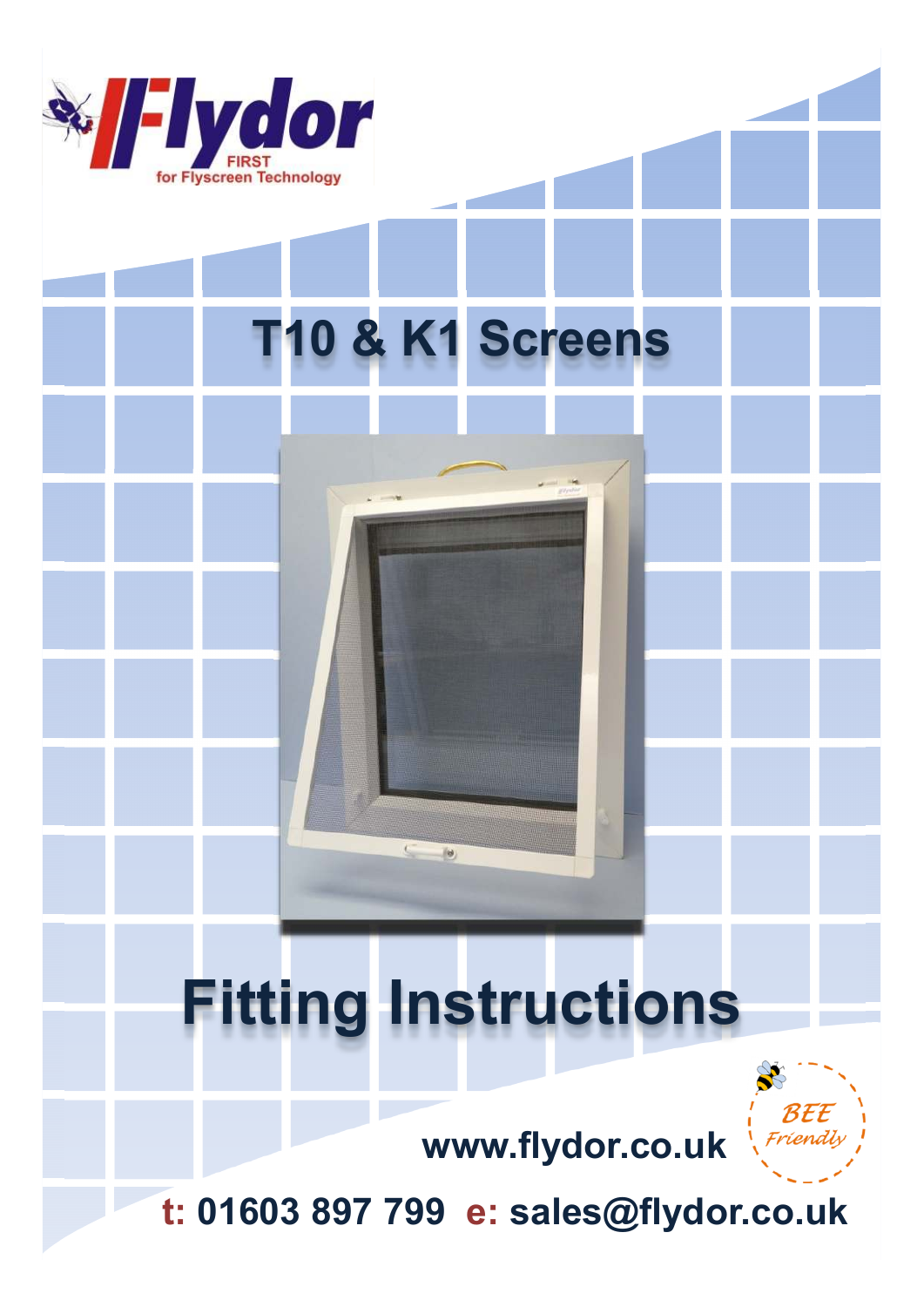Flydor

FIRST for Flyscreen Technology

# T10 & K1 Screens

# Fitting Instructions

BEE Friendly

**www.flydor.co.uk**

**t: 01603 897 799 e: sales@flydor.co.uk**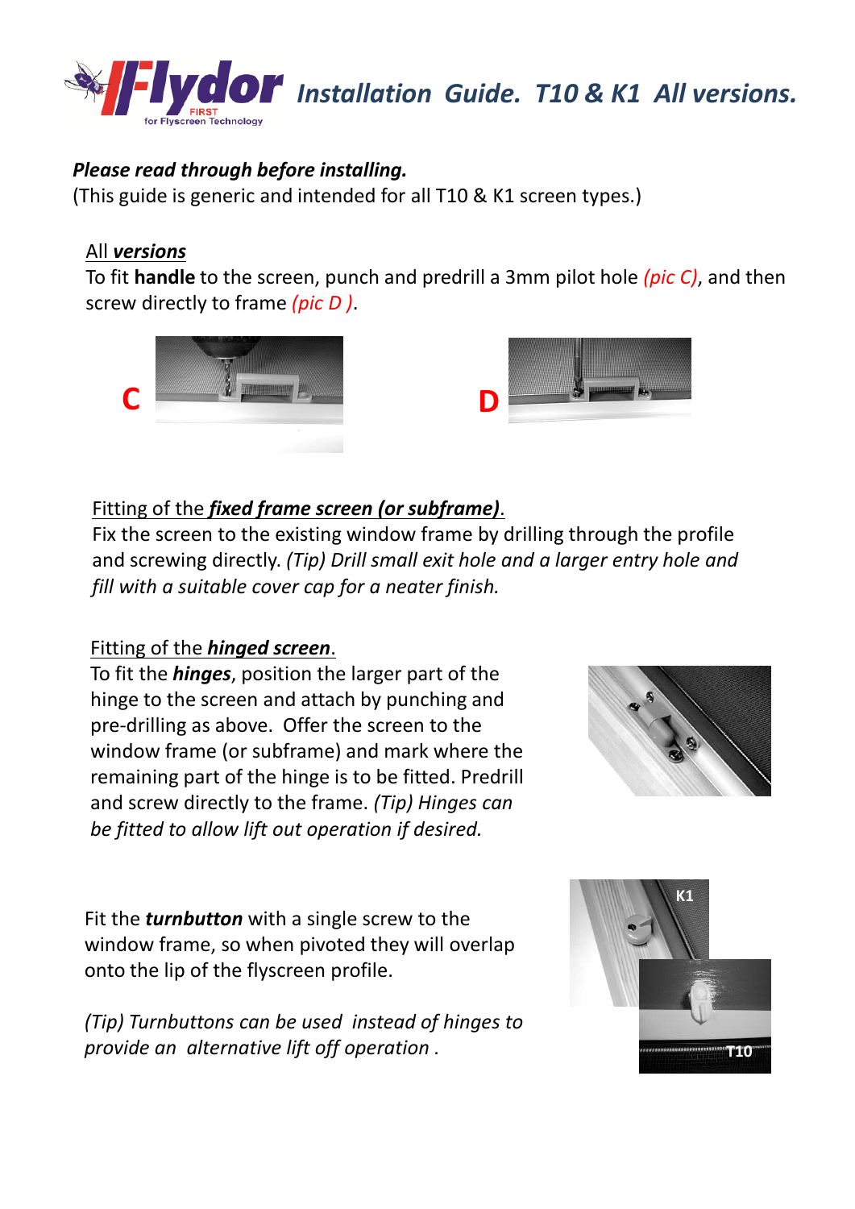# Flydor FIRST for Flyscreen Technology — Installation Guide. T10 & K1 All versions.

***Please read through before installing.***

(This guide is generic and intended for all T10 & K1 screen types.)

## All *versions*

To fit **handle** to the screen, punch and predrill a 3mm pilot hole *(pic C)*, and then screw directly to frame *(pic D )*.

C

D

## Fitting of the *fixed frame screen (or subframe)*.

Fix the screen to the existing window frame by drilling through the profile and screwing directly. *(Tip) Drill small exit hole and a larger entry hole and fill with a suitable cover cap for a neater finish.*

## Fitting of the *hinged screen*.

To fit the ***hinges***, position the larger part of the hinge to the screen and attach by punching and pre-drilling as above. Offer the screen to the window frame (or subframe) and mark where the remaining part of the hinge is to be fitted. Predrill and screw directly to the frame. *(Tip) Hinges can be fitted to allow lift out operation if desired.*

Fit the ***turnbutton*** with a single screw to the window frame, so when pivoted they will overlap onto the lip of the flyscreen profile.

*(Tip) Turnbuttons can be used instead of hinges to provide an alternative lift off operation .*

K1

T10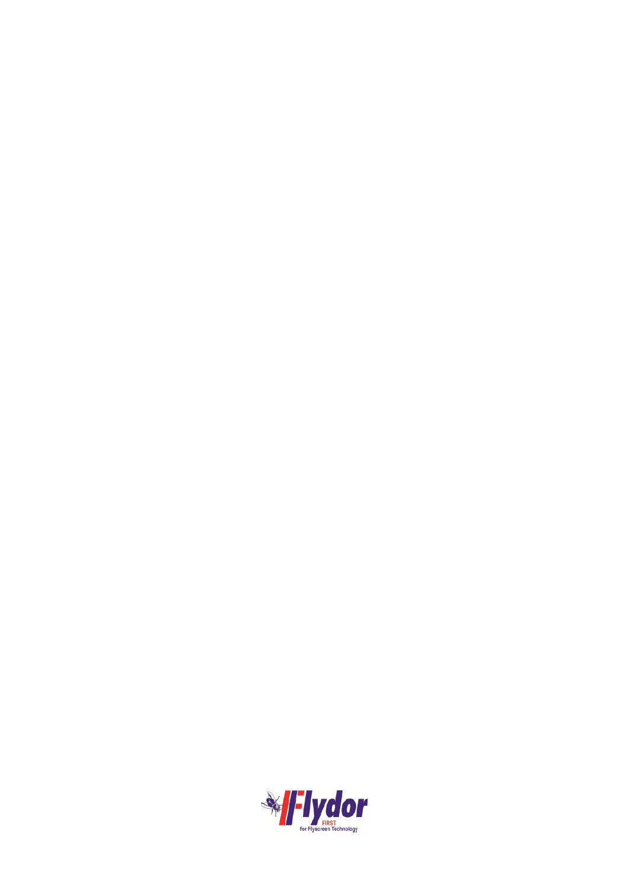Flydor

FIRST

for Flyscreen Technology